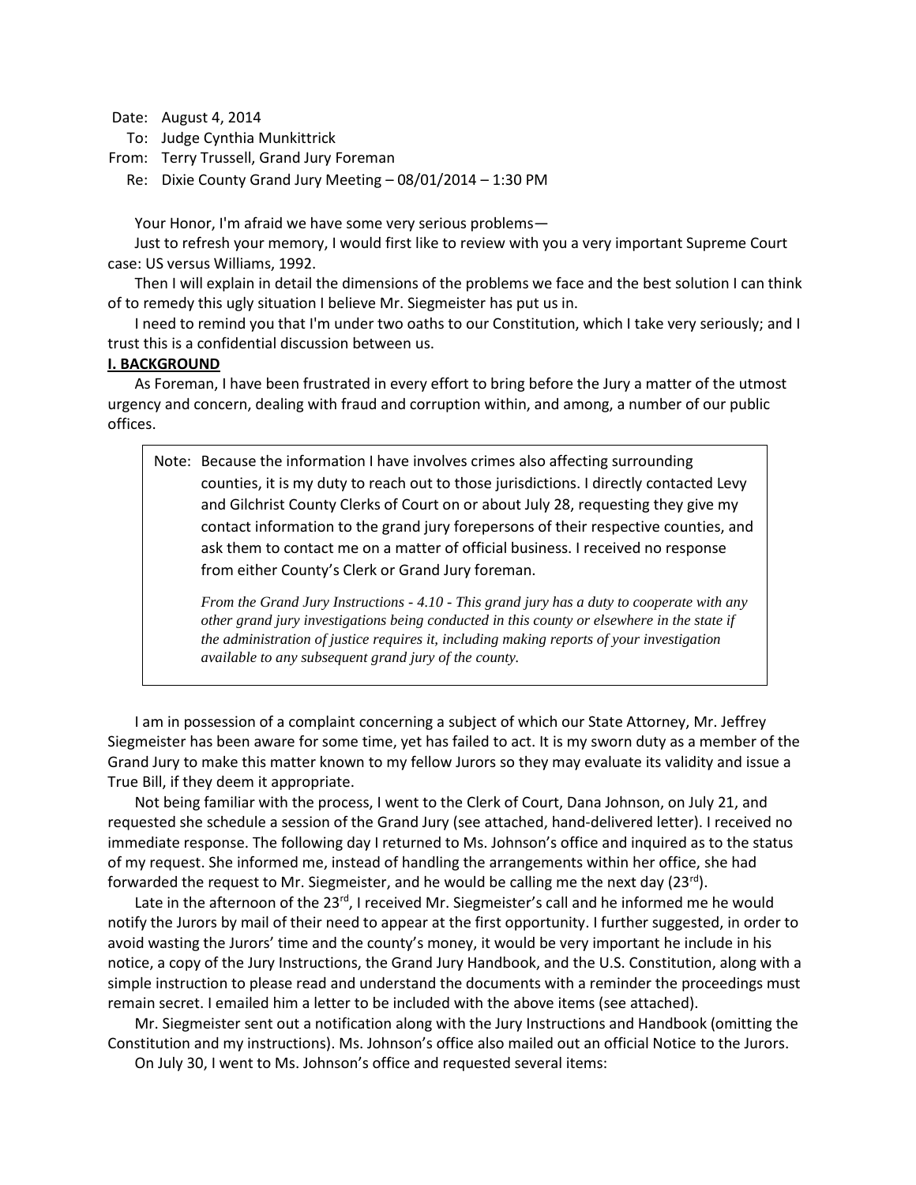Date: August 4, 2014
To: Judge Cynthia Munkittrick
From: Terry Trussell, Grand Jury Foreman
Re: Dixie County Grand Jury Meeting – 08/01/2014 – 1:30 PM

Your Honor, I'm afraid we have some very serious problems—

Just to refresh your memory, I would first like to review with you a very important Supreme Court case: US versus Williams, 1992.

Then I will explain in detail the dimensions of the problems we face and the best solution I can think of to remedy this ugly situation I believe Mr. Siegmeister has put us in.

I need to remind you that I'm under two oaths to our Constitution, which I take very seriously; and I trust this is a confidential discussion between us.

**I. BACKGROUND**

As Foreman, I have been frustrated in every effort to bring before the Jury a matter of the utmost urgency and concern, dealing with fraud and corruption within, and among, a number of our public offices.

> Note: Because the information I have involves crimes also affecting surrounding counties, it is my duty to reach out to those jurisdictions. I directly contacted Levy and Gilchrist County Clerks of Court on or about July 28, requesting they give my contact information to the grand jury forepersons of their respective counties, and ask them to contact me on a matter of official business. I received no response from either County's Clerk or Grand Jury foreman.
>
> *From the Grand Jury Instructions - 4.10 - This grand jury has a duty to cooperate with any other grand jury investigations being conducted in this county or elsewhere in the state if the administration of justice requires it, including making reports of your investigation available to any subsequent grand jury of the county.*

I am in possession of a complaint concerning a subject of which our State Attorney, Mr. Jeffrey Siegmeister has been aware for some time, yet has failed to act. It is my sworn duty as a member of the Grand Jury to make this matter known to my fellow Jurors so they may evaluate its validity and issue a True Bill, if they deem it appropriate.

Not being familiar with the process, I went to the Clerk of Court, Dana Johnson, on July 21, and requested she schedule a session of the Grand Jury (see attached, hand-delivered letter). I received no immediate response. The following day I returned to Ms. Johnson's office and inquired as to the status of my request. She informed me, instead of handling the arrangements within her office, she had forwarded the request to Mr. Siegmeister, and he would be calling me the next day (23rd).

Late in the afternoon of the 23rd, I received Mr. Siegmeister's call and he informed me he would notify the Jurors by mail of their need to appear at the first opportunity. I further suggested, in order to avoid wasting the Jurors' time and the county's money, it would be very important he include in his notice, a copy of the Jury Instructions, the Grand Jury Handbook, and the U.S. Constitution, along with a simple instruction to please read and understand the documents with a reminder the proceedings must remain secret. I emailed him a letter to be included with the above items (see attached).

Mr. Siegmeister sent out a notification along with the Jury Instructions and Handbook (omitting the Constitution and my instructions). Ms. Johnson's office also mailed out an official Notice to the Jurors.

On July 30, I went to Ms. Johnson's office and requested several items: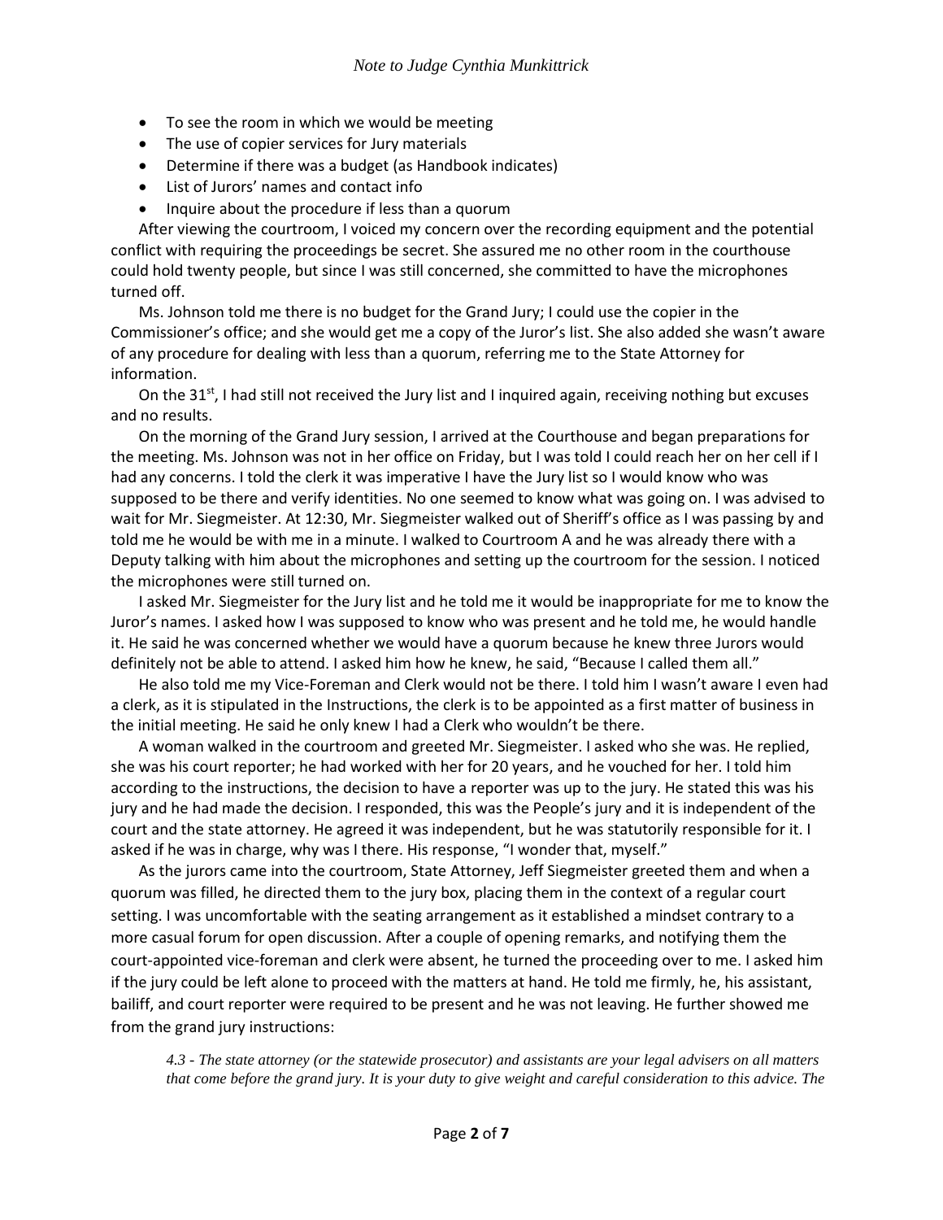- To see the room in which we would be meeting
- The use of copier services for Jury materials
- Determine if there was a budget (as Handbook indicates)
- List of Jurors' names and contact info
- Inquire about the procedure if less than a quorum

After viewing the courtroom, I voiced my concern over the recording equipment and the potential conflict with requiring the proceedings be secret. She assured me no other room in the courthouse could hold twenty people, but since I was still concerned, she committed to have the microphones turned off.

Ms. Johnson told me there is no budget for the Grand Jury; I could use the copier in the Commissioner's office; and she would get me a copy of the Juror's list. She also added she wasn't aware of any procedure for dealing with less than a quorum, referring me to the State Attorney for information.

On the 31st, I had still not received the Jury list and I inquired again, receiving nothing but excuses and no results.

On the morning of the Grand Jury session, I arrived at the Courthouse and began preparations for the meeting. Ms. Johnson was not in her office on Friday, but I was told I could reach her on her cell if I had any concerns. I told the clerk it was imperative I have the Jury list so I would know who was supposed to be there and verify identities. No one seemed to know what was going on. I was advised to wait for Mr. Siegmeister. At 12:30, Mr. Siegmeister walked out of Sheriff's office as I was passing by and told me he would be with me in a minute. I walked to Courtroom A and he was already there with a Deputy talking with him about the microphones and setting up the courtroom for the session. I noticed the microphones were still turned on.

I asked Mr. Siegmeister for the Jury list and he told me it would be inappropriate for me to know the Juror's names. I asked how I was supposed to know who was present and he told me, he would handle it. He said he was concerned whether we would have a quorum because he knew three Jurors would definitely not be able to attend. I asked him how he knew, he said, "Because I called them all."

He also told me my Vice-Foreman and Clerk would not be there. I told him I wasn't aware I even had a clerk, as it is stipulated in the Instructions, the clerk is to be appointed as a first matter of business in the initial meeting. He said he only knew I had a Clerk who wouldn't be there.

A woman walked in the courtroom and greeted Mr. Siegmeister. I asked who she was. He replied, she was his court reporter; he had worked with her for 20 years, and he vouched for her. I told him according to the instructions, the decision to have a reporter was up to the jury. He stated this was his jury and he had made the decision. I responded, this was the People's jury and it is independent of the court and the state attorney. He agreed it was independent, but he was statutorily responsible for it. I asked if he was in charge, why was I there. His response, "I wonder that, myself."

As the jurors came into the courtroom, State Attorney, Jeff Siegmeister greeted them and when a quorum was filled, he directed them to the jury box, placing them in the context of a regular court setting. I was uncomfortable with the seating arrangement as it established a mindset contrary to a more casual forum for open discussion. After a couple of opening remarks, and notifying them the court-appointed vice-foreman and clerk were absent, he turned the proceeding over to me. I asked him if the jury could be left alone to proceed with the matters at hand. He told me firmly, he, his assistant, bailiff, and court reporter were required to be present and he was not leaving. He further showed me from the grand jury instructions:

> *4.3 - The state attorney (or the statewide prosecutor) and assistants are your legal advisers on all matters that come before the grand jury. It is your duty to give weight and careful consideration to this advice. The*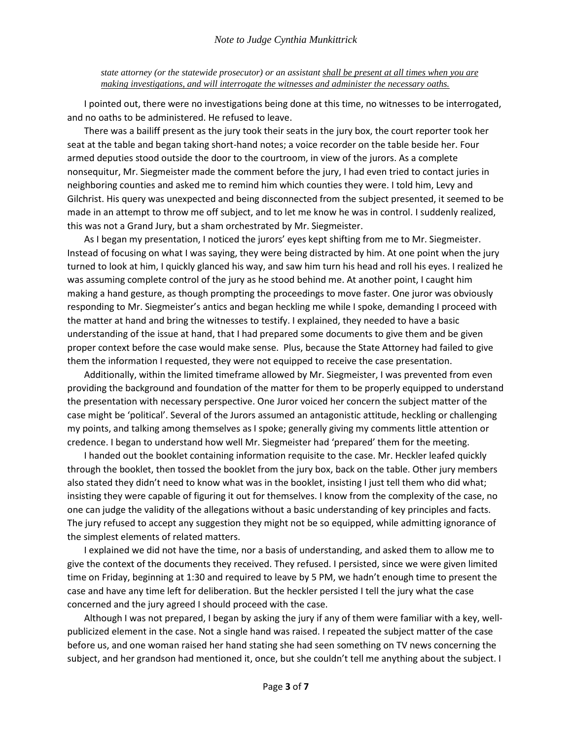*state attorney (or the statewide prosecutor) or an assistant <u>shall be present at all times when you are making investigations, and will interrogate the witnesses and administer the necessary oaths.</u>*

I pointed out, there were no investigations being done at this time, no witnesses to be interrogated, and no oaths to be administered. He refused to leave.

There was a bailiff present as the jury took their seats in the jury box, the court reporter took her seat at the table and began taking short-hand notes; a voice recorder on the table beside her. Four armed deputies stood outside the door to the courtroom, in view of the jurors. As a complete nonsequitur, Mr. Siegmeister made the comment before the jury, I had even tried to contact juries in neighboring counties and asked me to remind him which counties they were. I told him, Levy and Gilchrist. His query was unexpected and being disconnected from the subject presented, it seemed to be made in an attempt to throw me off subject, and to let me know he was in control. I suddenly realized, this was not a Grand Jury, but a sham orchestrated by Mr. Siegmeister.

As I began my presentation, I noticed the jurors' eyes kept shifting from me to Mr. Siegmeister. Instead of focusing on what I was saying, they were being distracted by him. At one point when the jury turned to look at him, I quickly glanced his way, and saw him turn his head and roll his eyes. I realized he was assuming complete control of the jury as he stood behind me. At another point, I caught him making a hand gesture, as though prompting the proceedings to move faster. One juror was obviously responding to Mr. Siegmeister's antics and began heckling me while I spoke, demanding I proceed with the matter at hand and bring the witnesses to testify. I explained, they needed to have a basic understanding of the issue at hand, that I had prepared some documents to give them and be given proper context before the case would make sense. Plus, because the State Attorney had failed to give them the information I requested, they were not equipped to receive the case presentation.

Additionally, within the limited timeframe allowed by Mr. Siegmeister, I was prevented from even providing the background and foundation of the matter for them to be properly equipped to understand the presentation with necessary perspective. One Juror voiced her concern the subject matter of the case might be 'political'. Several of the Jurors assumed an antagonistic attitude, heckling or challenging my points, and talking among themselves as I spoke; generally giving my comments little attention or credence. I began to understand how well Mr. Siegmeister had 'prepared' them for the meeting.

I handed out the booklet containing information requisite to the case. Mr. Heckler leafed quickly through the booklet, then tossed the booklet from the jury box, back on the table. Other jury members also stated they didn't need to know what was in the booklet, insisting I just tell them who did what; insisting they were capable of figuring it out for themselves. I know from the complexity of the case, no one can judge the validity of the allegations without a basic understanding of key principles and facts. The jury refused to accept any suggestion they might not be so equipped, while admitting ignorance of the simplest elements of related matters.

I explained we did not have the time, nor a basis of understanding, and asked them to allow me to give the context of the documents they received. They refused. I persisted, since we were given limited time on Friday, beginning at 1:30 and required to leave by 5 PM, we hadn't enough time to present the case and have any time left for deliberation. But the heckler persisted I tell the jury what the case concerned and the jury agreed I should proceed with the case.

Although I was not prepared, I began by asking the jury if any of them were familiar with a key, well-publicized element in the case. Not a single hand was raised. I repeated the subject matter of the case before us, and one woman raised her hand stating she had seen something on TV news concerning the subject, and her grandson had mentioned it, once, but she couldn't tell me anything about the subject. I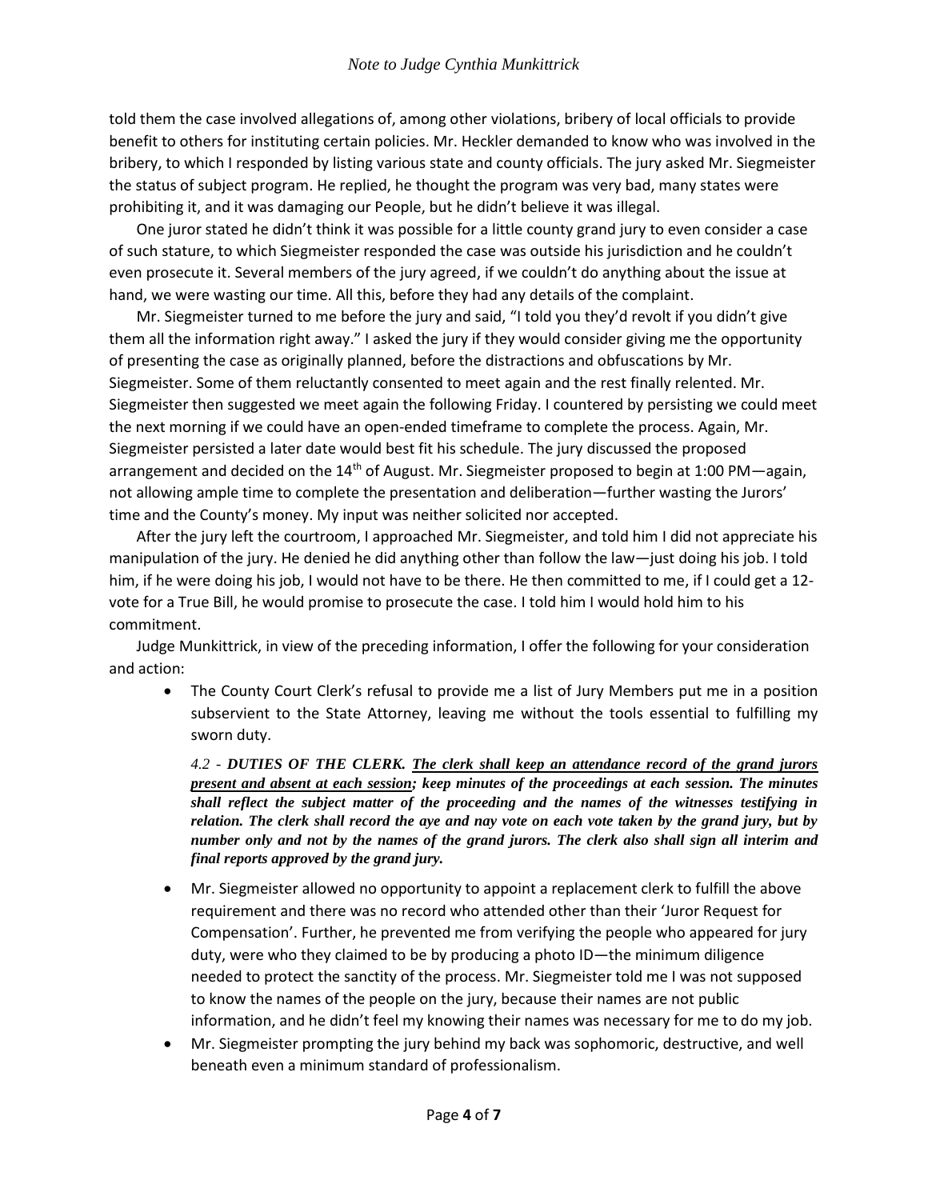told them the case involved allegations of, among other violations, bribery of local officials to provide benefit to others for instituting certain policies. Mr. Heckler demanded to know who was involved in the bribery, to which I responded by listing various state and county officials. The jury asked Mr. Siegmeister the status of subject program. He replied, he thought the program was very bad, many states were prohibiting it, and it was damaging our People, but he didn't believe it was illegal.

One juror stated he didn't think it was possible for a little county grand jury to even consider a case of such stature, to which Siegmeister responded the case was outside his jurisdiction and he couldn't even prosecute it. Several members of the jury agreed, if we couldn't do anything about the issue at hand, we were wasting our time. All this, before they had any details of the complaint.

Mr. Siegmeister turned to me before the jury and said, "I told you they'd revolt if you didn't give them all the information right away." I asked the jury if they would consider giving me the opportunity of presenting the case as originally planned, before the distractions and obfuscations by Mr. Siegmeister. Some of them reluctantly consented to meet again and the rest finally relented. Mr. Siegmeister then suggested we meet again the following Friday. I countered by persisting we could meet the next morning if we could have an open-ended timeframe to complete the process. Again, Mr. Siegmeister persisted a later date would best fit his schedule. The jury discussed the proposed arrangement and decided on the 14th of August. Mr. Siegmeister proposed to begin at 1:00 PM—again, not allowing ample time to complete the presentation and deliberation—further wasting the Jurors' time and the County's money. My input was neither solicited nor accepted.

After the jury left the courtroom, I approached Mr. Siegmeister, and told him I did not appreciate his manipulation of the jury. He denied he did anything other than follow the law—just doing his job. I told him, if he were doing his job, I would not have to be there. He then committed to me, if I could get a 12-vote for a True Bill, he would promise to prosecute the case. I told him I would hold him to his commitment.

Judge Munkittrick, in view of the preceding information, I offer the following for your consideration and action:

- The County Court Clerk's refusal to provide me a list of Jury Members put me in a position subservient to the State Attorney, leaving me without the tools essential to fulfilling my sworn duty.

  *4.2 - **DUTIES OF THE CLERK.** **<u>The clerk shall keep an attendance record of the grand jurors present and absent at each session</u>; keep minutes of the proceedings at each session. The minutes shall reflect the subject matter of the proceeding and the names of the witnesses testifying in relation. The clerk shall record the aye and nay vote on each vote taken by the grand jury, but by number only and not by the names of the grand jurors. The clerk also shall sign all interim and final reports approved by the grand jury.***

- Mr. Siegmeister allowed no opportunity to appoint a replacement clerk to fulfill the above requirement and there was no record who attended other than their 'Juror Request for Compensation'. Further, he prevented me from verifying the people who appeared for jury duty, were who they claimed to be by producing a photo ID—the minimum diligence needed to protect the sanctity of the process. Mr. Siegmeister told me I was not supposed to know the names of the people on the jury, because their names are not public information, and he didn't feel my knowing their names was necessary for me to do my job.
- Mr. Siegmeister prompting the jury behind my back was sophomoric, destructive, and well beneath even a minimum standard of professionalism.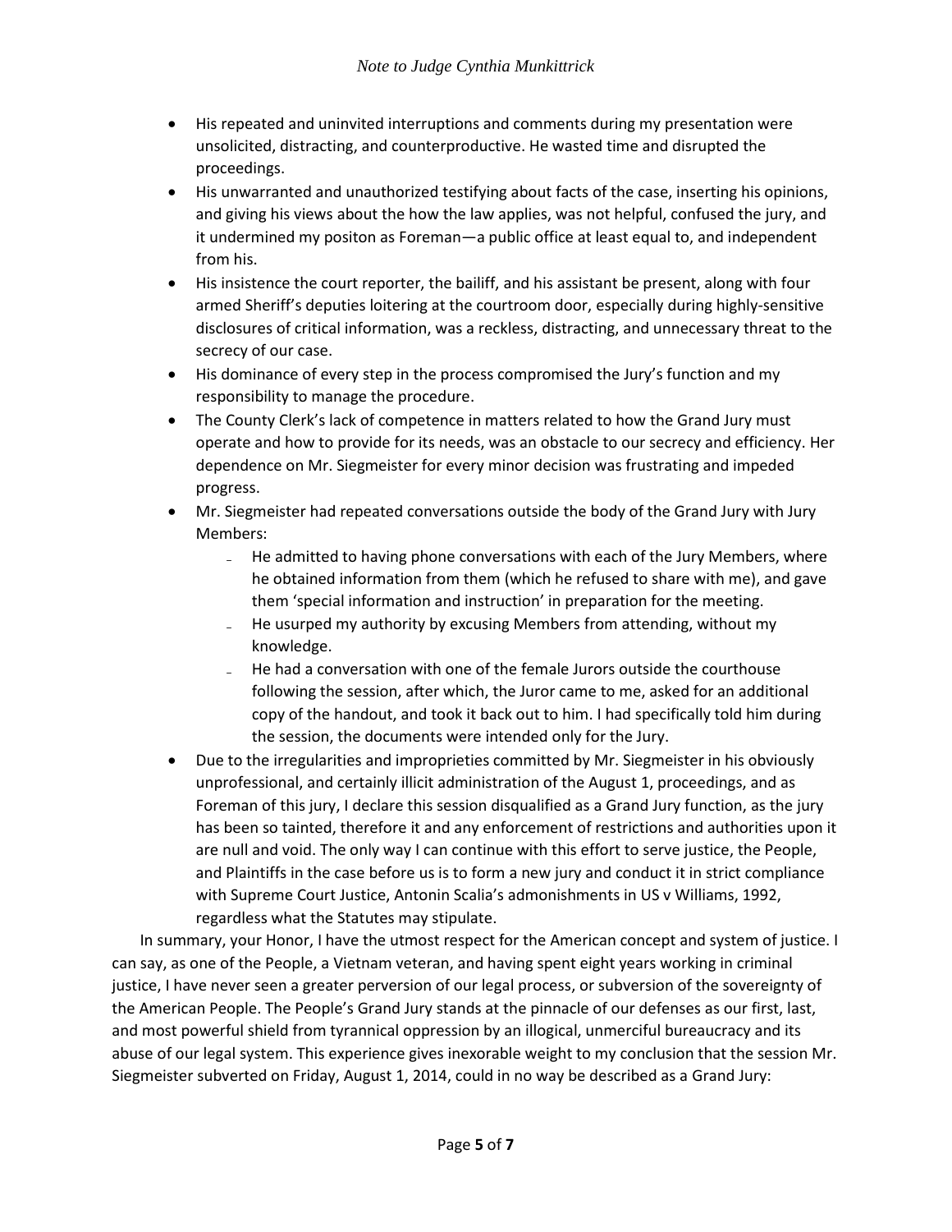- His repeated and uninvited interruptions and comments during my presentation were unsolicited, distracting, and counterproductive. He wasted time and disrupted the proceedings.
- His unwarranted and unauthorized testifying about facts of the case, inserting his opinions, and giving his views about the how the law applies, was not helpful, confused the jury, and it undermined my positon as Foreman—a public office at least equal to, and independent from his.
- His insistence the court reporter, the bailiff, and his assistant be present, along with four armed Sheriff's deputies loitering at the courtroom door, especially during highly-sensitive disclosures of critical information, was a reckless, distracting, and unnecessary threat to the secrecy of our case.
- His dominance of every step in the process compromised the Jury's function and my responsibility to manage the procedure.
- The County Clerk's lack of competence in matters related to how the Grand Jury must operate and how to provide for its needs, was an obstacle to our secrecy and efficiency. Her dependence on Mr. Siegmeister for every minor decision was frustrating and impeded progress.
- Mr. Siegmeister had repeated conversations outside the body of the Grand Jury with Jury Members:
  - He admitted to having phone conversations with each of the Jury Members, where he obtained information from them (which he refused to share with me), and gave them 'special information and instruction' in preparation for the meeting.
  - He usurped my authority by excusing Members from attending, without my knowledge.
  - He had a conversation with one of the female Jurors outside the courthouse following the session, after which, the Juror came to me, asked for an additional copy of the handout, and took it back out to him. I had specifically told him during the session, the documents were intended only for the Jury.
- Due to the irregularities and improprieties committed by Mr. Siegmeister in his obviously unprofessional, and certainly illicit administration of the August 1, proceedings, and as Foreman of this jury, I declare this session disqualified as a Grand Jury function, as the jury has been so tainted, therefore it and any enforcement of restrictions and authorities upon it are null and void. The only way I can continue with this effort to serve justice, the People, and Plaintiffs in the case before us is to form a new jury and conduct it in strict compliance with Supreme Court Justice, Antonin Scalia's admonishments in US v Williams, 1992, regardless what the Statutes may stipulate.

In summary, your Honor, I have the utmost respect for the American concept and system of justice. I can say, as one of the People, a Vietnam veteran, and having spent eight years working in criminal justice, I have never seen a greater perversion of our legal process, or subversion of the sovereignty of the American People. The People's Grand Jury stands at the pinnacle of our defenses as our first, last, and most powerful shield from tyrannical oppression by an illogical, unmerciful bureaucracy and its abuse of our legal system. This experience gives inexorable weight to my conclusion that the session Mr. Siegmeister subverted on Friday, August 1, 2014, could in no way be described as a Grand Jury: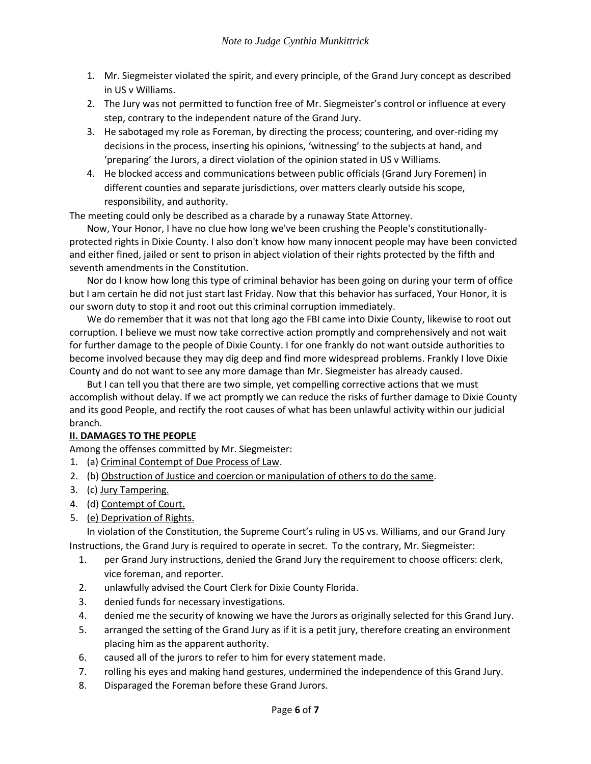1. Mr. Siegmeister violated the spirit, and every principle, of the Grand Jury concept as described in US v Williams.
2. The Jury was not permitted to function free of Mr. Siegmeister's control or influence at every step, contrary to the independent nature of the Grand Jury.
3. He sabotaged my role as Foreman, by directing the process; countering, and over-riding my decisions in the process, inserting his opinions, 'witnessing' to the subjects at hand, and 'preparing' the Jurors, a direct violation of the opinion stated in US v Williams.
4. He blocked access and communications between public officials (Grand Jury Foremen) in different counties and separate jurisdictions, over matters clearly outside his scope, responsibility, and authority.

The meeting could only be described as a charade by a runaway State Attorney.

Now, Your Honor, I have no clue how long we've been crushing the People's constitutionally-protected rights in Dixie County. I also don't know how many innocent people may have been convicted and either fined, jailed or sent to prison in abject violation of their rights protected by the fifth and seventh amendments in the Constitution.

Nor do I know how long this type of criminal behavior has been going on during your term of office but I am certain he did not just start last Friday. Now that this behavior has surfaced, Your Honor, it is our sworn duty to stop it and root out this criminal corruption immediately.

We do remember that it was not that long ago the FBI came into Dixie County, likewise to root out corruption. I believe we must now take corrective action promptly and comprehensively and not wait for further damage to the people of Dixie County. I for one frankly do not want outside authorities to become involved because they may dig deep and find more widespread problems. Frankly I love Dixie County and do not want to see any more damage than Mr. Siegmeister has already caused.

But I can tell you that there are two simple, yet compelling corrective actions that we must accomplish without delay. If we act promptly we can reduce the risks of further damage to Dixie County and its good People, and rectify the root causes of what has been unlawful activity within our judicial branch.

## II. DAMAGES TO THE PEOPLE

Among the offenses committed by Mr. Siegmeister:

1. (a) <u>Criminal Contempt of Due Process of Law</u>.
2. (b) <u>Obstruction of Justice and coercion or manipulation of others to do the same</u>.
3. (c) <u>Jury Tampering.</u>
4. (d) <u>Contempt of Court.</u>
5. <u>(e) Deprivation of Rights.</u>

In violation of the Constitution, the Supreme Court's ruling in US vs. Williams, and our Grand Jury Instructions, the Grand Jury is required to operate in secret. To the contrary, Mr. Siegmeister:

1. per Grand Jury instructions, denied the Grand Jury the requirement to choose officers: clerk, vice foreman, and reporter.
2. unlawfully advised the Court Clerk for Dixie County Florida.
3. denied funds for necessary investigations.
4. denied me the security of knowing we have the Jurors as originally selected for this Grand Jury.
5. arranged the setting of the Grand Jury as if it is a petit jury, therefore creating an environment placing him as the apparent authority.
6. caused all of the jurors to refer to him for every statement made.
7. rolling his eyes and making hand gestures, undermined the independence of this Grand Jury.
8. Disparaged the Foreman before these Grand Jurors.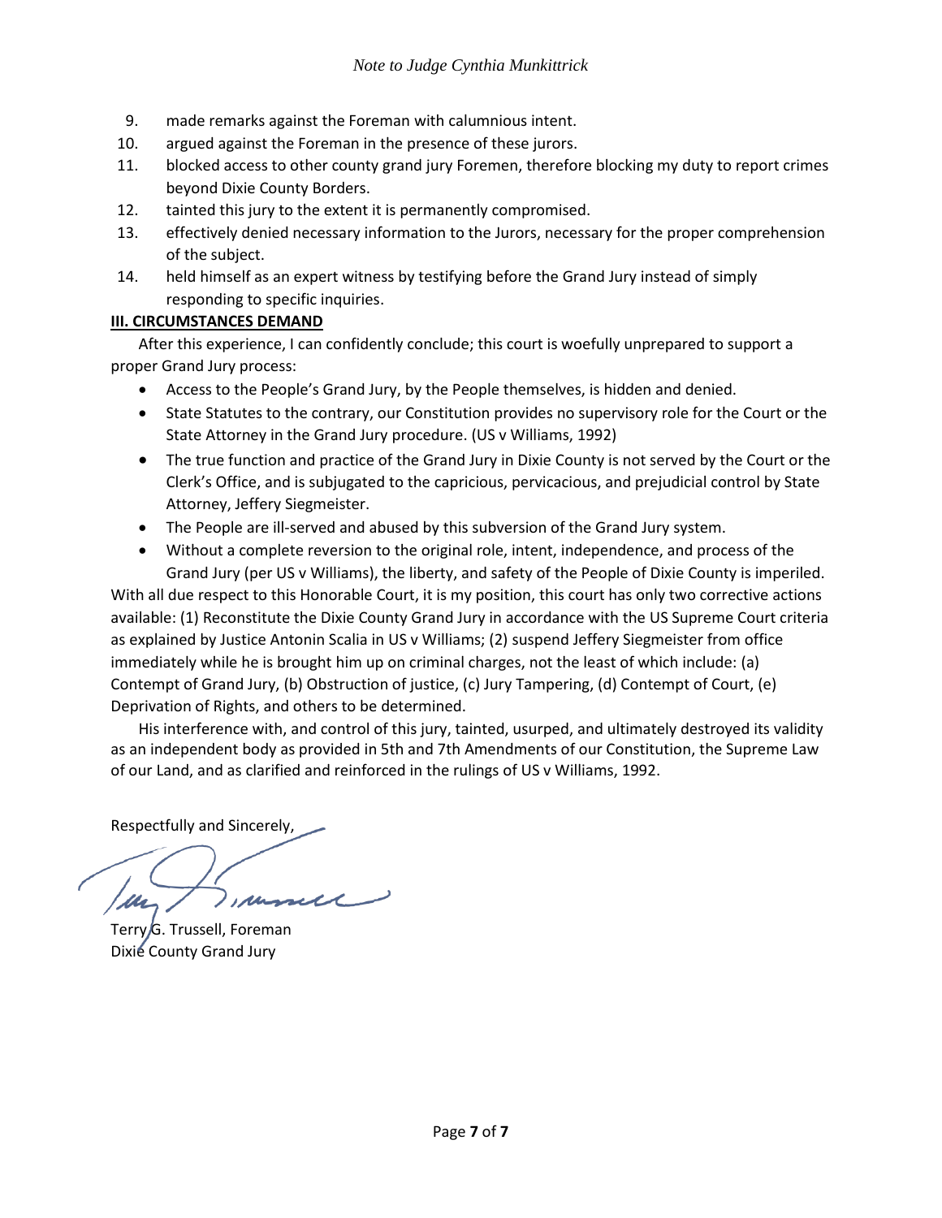9. made remarks against the Foreman with calumnious intent.
10. argued against the Foreman in the presence of these jurors.
11. blocked access to other county grand jury Foremen, therefore blocking my duty to report crimes beyond Dixie County Borders.
12. tainted this jury to the extent it is permanently compromised.
13. effectively denied necessary information to the Jurors, necessary for the proper comprehension of the subject.
14. held himself as an expert witness by testifying before the Grand Jury instead of simply responding to specific inquiries.

**III. CIRCUMSTANCES DEMAND**

After this experience, I can confidently conclude; this court is woefully unprepared to support a proper Grand Jury process:

- Access to the People's Grand Jury, by the People themselves, is hidden and denied.
- State Statutes to the contrary, our Constitution provides no supervisory role for the Court or the State Attorney in the Grand Jury procedure. (US v Williams, 1992)
- The true function and practice of the Grand Jury in Dixie County is not served by the Court or the Clerk's Office, and is subjugated to the capricious, pervicacious, and prejudicial control by State Attorney, Jeffery Siegmeister.
- The People are ill-served and abused by this subversion of the Grand Jury system.
- Without a complete reversion to the original role, intent, independence, and process of the Grand Jury (per US v Williams), the liberty, and safety of the People of Dixie County is imperiled.

With all due respect to this Honorable Court, it is my position, this court has only two corrective actions available: (1) Reconstitute the Dixie County Grand Jury in accordance with the US Supreme Court criteria as explained by Justice Antonin Scalia in US v Williams; (2) suspend Jeffery Siegmeister from office immediately while he is brought him up on criminal charges, not the least of which include: (a) Contempt of Grand Jury, (b) Obstruction of justice, (c) Jury Tampering, (d) Contempt of Court, (e) Deprivation of Rights, and others to be determined.

His interference with, and control of this jury, tainted, usurped, and ultimately destroyed its validity as an independent body as provided in 5th and 7th Amendments of our Constitution, the Supreme Law of our Land, and as clarified and reinforced in the rulings of US v Williams, 1992.

Respectfully and Sincerely,

Terry G. Trussell, Foreman
Dixie County Grand Jury